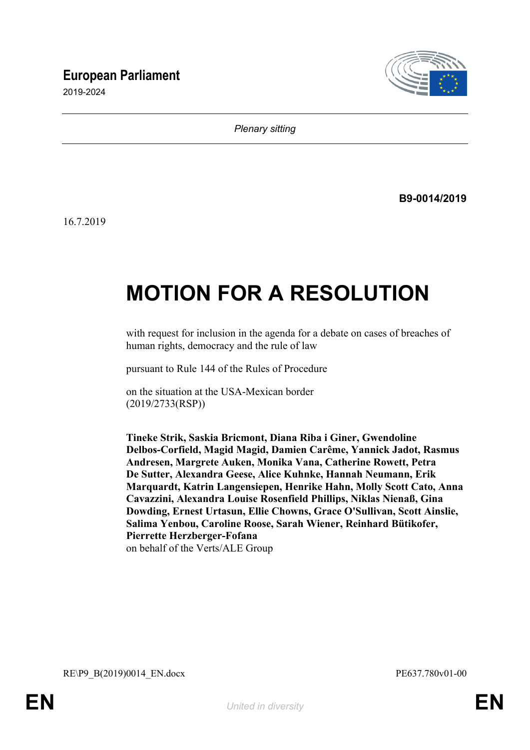**European Parliament**
2019-2024

*Plenary sitting*

**B9-0014/2019**

16.7.2019

# MOTION FOR A RESOLUTION

with request for inclusion in the agenda for a debate on cases of breaches of human rights, democracy and the rule of law

pursuant to Rule 144 of the Rules of Procedure

on the situation at the USA-Mexican border
(2019/2733(RSP))

**Tineke Strik, Saskia Bricmont, Diana Riba i Giner, Gwendoline Delbos-Corfield, Magid Magid, Damien Carême, Yannick Jadot, Rasmus Andresen, Margrete Auken, Monika Vana, Catherine Rowett, Petra De Sutter, Alexandra Geese, Alice Kuhnke, Hannah Neumann, Erik Marquardt, Katrin Langensiepen, Henrike Hahn, Molly Scott Cato, Anna Cavazzini, Alexandra Louise Rosenfield Phillips, Niklas Nienaß, Gina Dowding, Ernest Urtasun, Ellie Chowns, Grace O'Sullivan, Scott Ainslie, Salima Yenbou, Caroline Roose, Sarah Wiener, Reinhard Bütikofer, Pierrette Herzberger-Fofana**
on behalf of the Verts/ALE Group

RE\P9_B(2019)0014_EN.docx PE637.780v01-00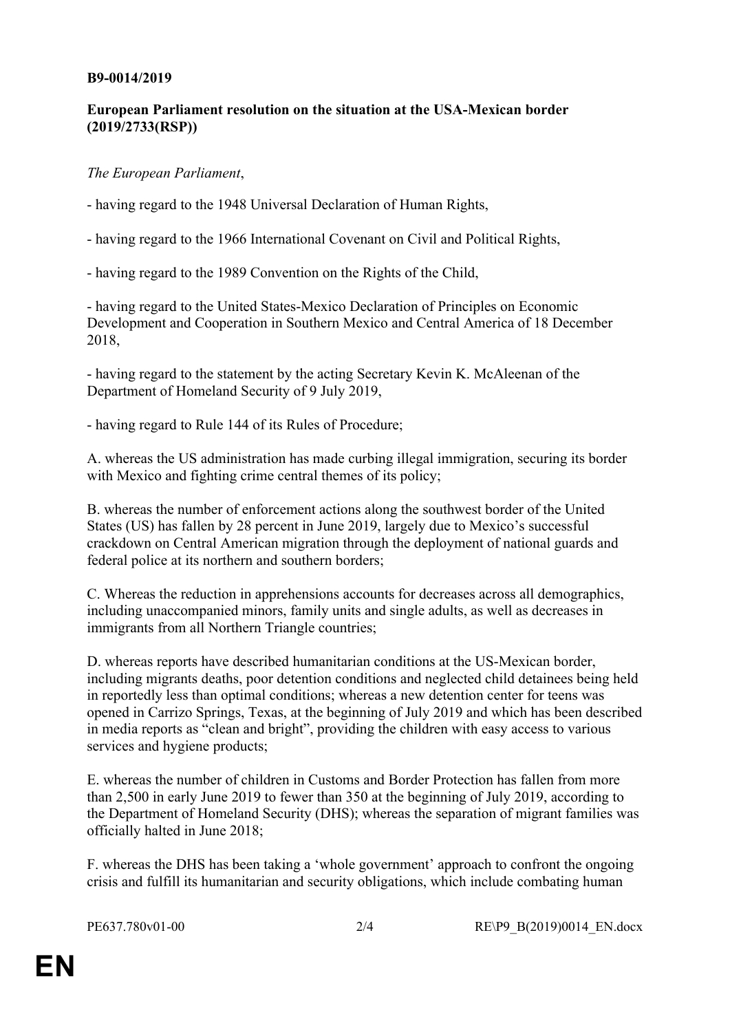**B9-0014/2019**

**European Parliament resolution on the situation at the USA-Mexican border (2019/2733(RSP))**

*The European Parliament*,

- having regard to the 1948 Universal Declaration of Human Rights,

- having regard to the 1966 International Covenant on Civil and Political Rights,

- having regard to the 1989 Convention on the Rights of the Child,

- having regard to the United States-Mexico Declaration of Principles on Economic Development and Cooperation in Southern Mexico and Central America of 18 December 2018,

- having regard to the statement by the acting Secretary Kevin K. McAleenan of the Department of Homeland Security of 9 July 2019,

- having regard to Rule 144 of its Rules of Procedure;

A. whereas the US administration has made curbing illegal immigration, securing its border with Mexico and fighting crime central themes of its policy;

B. whereas the number of enforcement actions along the southwest border of the United States (US) has fallen by 28 percent in June 2019, largely due to Mexico's successful crackdown on Central American migration through the deployment of national guards and federal police at its northern and southern borders;

C. Whereas the reduction in apprehensions accounts for decreases across all demographics, including unaccompanied minors, family units and single adults, as well as decreases in immigrants from all Northern Triangle countries;

D. whereas reports have described humanitarian conditions at the US-Mexican border, including migrants deaths, poor detention conditions and neglected child detainees being held in reportedly less than optimal conditions; whereas a new detention center for teens was opened in Carrizo Springs, Texas, at the beginning of July 2019 and which has been described in media reports as "clean and bright", providing the children with easy access to various services and hygiene products;

E. whereas the number of children in Customs and Border Protection has fallen from more than 2,500 in early June 2019 to fewer than 350 at the beginning of July 2019, according to the Department of Homeland Security (DHS); whereas the separation of migrant families was officially halted in June 2018;

F. whereas the DHS has been taking a 'whole government' approach to confront the ongoing crisis and fulfill its humanitarian and security obligations, which include combating human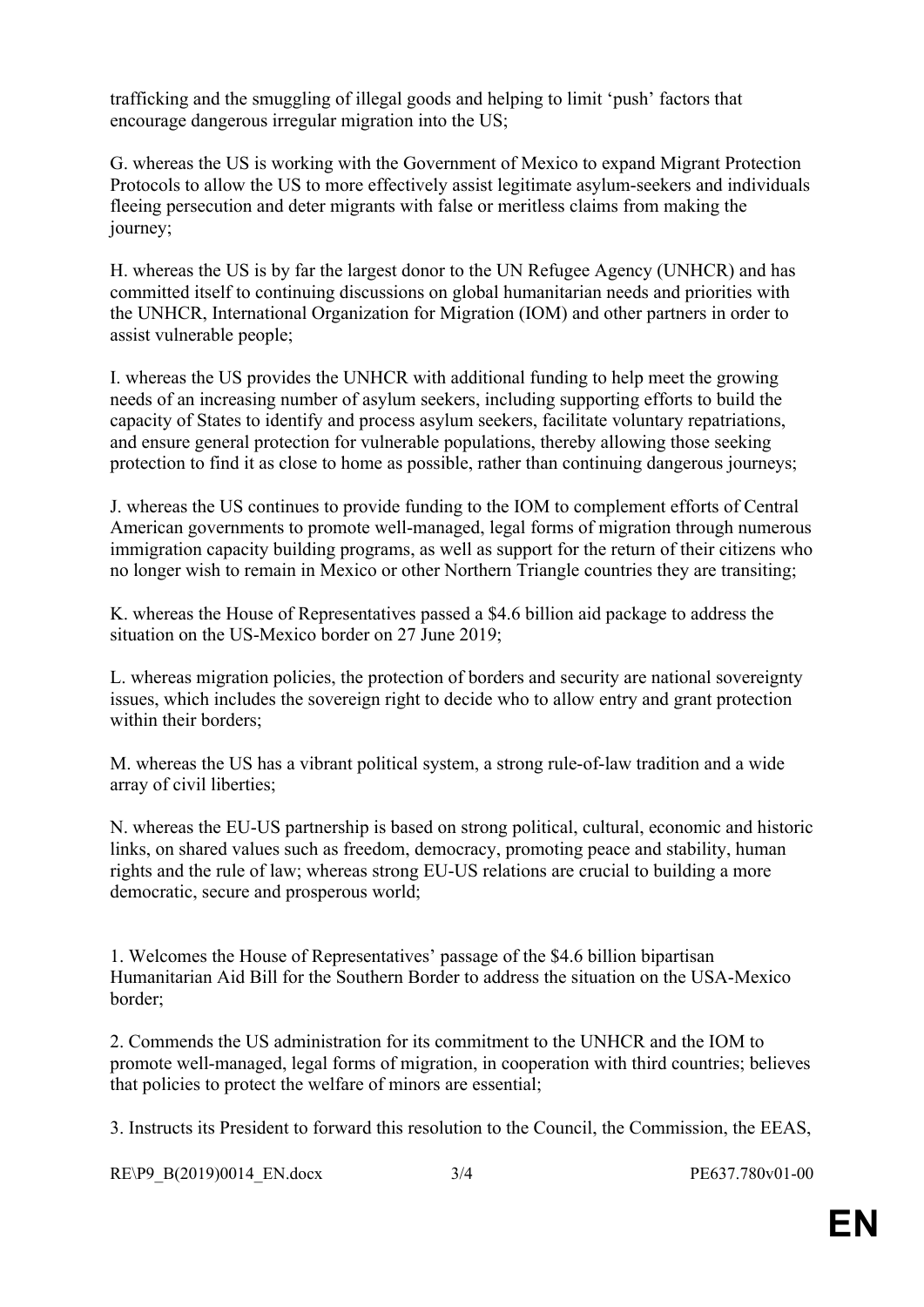trafficking and the smuggling of illegal goods and helping to limit 'push' factors that encourage dangerous irregular migration into the US;

G. whereas the US is working with the Government of Mexico to expand Migrant Protection Protocols to allow the US to more effectively assist legitimate asylum-seekers and individuals fleeing persecution and deter migrants with false or meritless claims from making the journey;

H. whereas the US is by far the largest donor to the UN Refugee Agency (UNHCR) and has committed itself to continuing discussions on global humanitarian needs and priorities with the UNHCR, International Organization for Migration (IOM) and other partners in order to assist vulnerable people;

I. whereas the US provides the UNHCR with additional funding to help meet the growing needs of an increasing number of asylum seekers, including supporting efforts to build the capacity of States to identify and process asylum seekers, facilitate voluntary repatriations, and ensure general protection for vulnerable populations, thereby allowing those seeking protection to find it as close to home as possible, rather than continuing dangerous journeys;

J. whereas the US continues to provide funding to the IOM to complement efforts of Central American governments to promote well-managed, legal forms of migration through numerous immigration capacity building programs, as well as support for the return of their citizens who no longer wish to remain in Mexico or other Northern Triangle countries they are transiting;

K. whereas the House of Representatives passed a $4.6 billion aid package to address the situation on the US-Mexico border on 27 June 2019;

L. whereas migration policies, the protection of borders and security are national sovereignty issues, which includes the sovereign right to decide who to allow entry and grant protection within their borders;

M. whereas the US has a vibrant political system, a strong rule-of-law tradition and a wide array of civil liberties;

N. whereas the EU-US partnership is based on strong political, cultural, economic and historic links, on shared values such as freedom, democracy, promoting peace and stability, human rights and the rule of law; whereas strong EU-US relations are crucial to building a more democratic, secure and prosperous world;

1. Welcomes the House of Representatives' passage of the $4.6 billion bipartisan Humanitarian Aid Bill for the Southern Border to address the situation on the USA-Mexico border;

2. Commends the US administration for its commitment to the UNHCR and the IOM to promote well-managed, legal forms of migration, in cooperation with third countries; believes that policies to protect the welfare of minors are essential;

3. Instructs its President to forward this resolution to the Council, the Commission, the EEAS,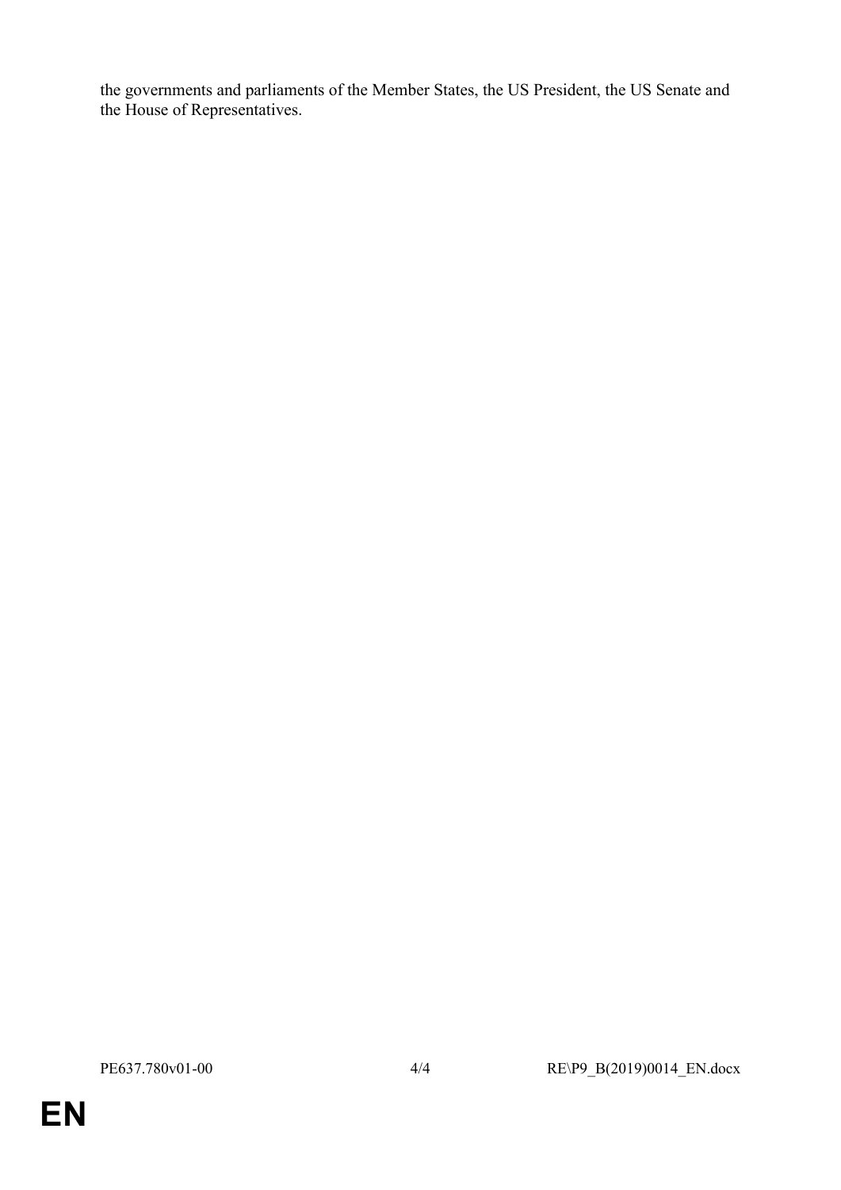the governments and parliaments of the Member States, the US President, the US Senate and the House of Representatives.